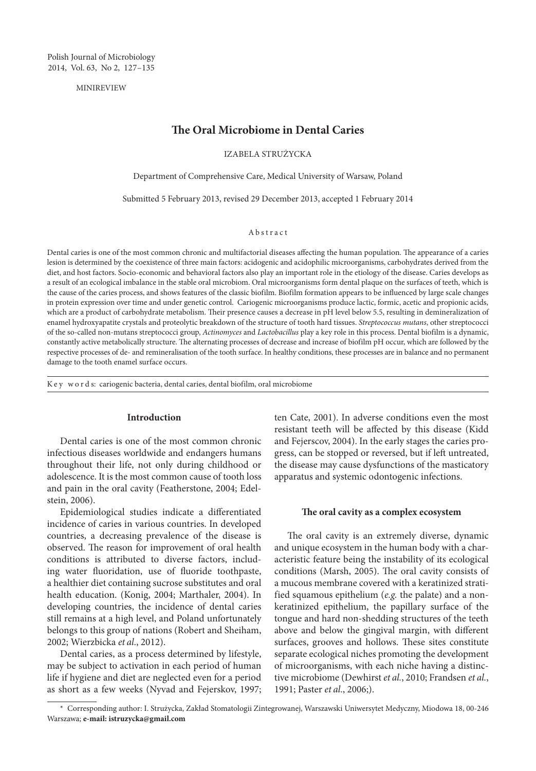MINIREVIEW

# The Oral Microbiome in Dental Caries

IZABELA STRUŻYCKA

Department of Comprehensive Care, Medical University of Warsaw, Poland

Submitted 5 February 2013, revised 29 December 2013, accepted 1 February 2014

## Abstract

Dental caries is one of the most common chronic and multifactorial diseases affecting the human population. The appearance of a caries lesion is determined by the coexistence of three main factors: acidogenic and acidophilic microorganisms, carbohydrates derived from the diet, and host factors. Socio-economic and behavioral factors also play an important role in the etiology of the disease. Caries develops as a result of an ecological imbalance in the stable oral microbiom. Oral microorganisms form dental plaque on the surfaces of teeth, which is the cause of the caries process, and shows features of the classic biofilm. Biofilm formation appears to be influenced by large scale changes in protein expression over time and under genetic control. Cariogenic microorganisms produce lactic, formic, acetic and propionic acids, which are a product of carbohydrate metabolism. Their presence causes a decrease in pH level below 5.5, resulting in demineralization of enamel hydroxyapatite crystals and proteolytic breakdown of the structure of tooth hard tissues. *Streptococcus mutans*, other streptococci of the so-called non-mutans streptococci group, *Actinomyces* and *Lactobacillus* play a key role in this process. Dental biofilm is a dynamic, constantly active metabolically structure. The alternating processes of decrease and increase of biofilm pH occur, which are followed by the respective processes of de- and remineralisation of the tooth surface. In healthy conditions, these processes are in balance and no permanent damage to the tooth enamel surface occurs.

**Key words:** cariogenic bacteria, dental caries, dental biofilm, oral microbiome

## Introduction

Dental caries is one of the most common chronic infectious diseases worldwide and endangers humans throughout their life, not only during childhood or adolescence. It is the most common cause of tooth loss and pain in the oral cavity (Featherstone, 2004; Edelstein, 2006).

Epidemiological studies indicate a differentiated incidence of caries in various countries. In developed countries, a decreasing prevalence of the disease is observed. The reason for improvement of oral health conditions is attributed to diverse factors, including water fluoridation, use of fluoride toothpaste, a healthier diet containing sucrose substitutes and oral health education. (Konig, 2004; Marthaler, 2004). In developing countries, the incidence of dental caries still remains at a high level, and Poland unfortunately belongs to this group of nations (Robert and Sheiham, 2002; Wierzbicka *et al*., 2012).

Dental caries, as a process determined by lifestyle, may be subject to activation in each period of human life if hygiene and diet are neglected even for a period as short as a few weeks (Nyvad and Fejerskov, 1997; ten Cate, 2001). In adverse conditions even the most resistant teeth will be affected by this disease (Kidd and Fejerscov, 2004). In the early stages the caries progress, can be stopped or reversed, but if left untreated, the disease may cause dysfunctions of the masticatory apparatus and systemic odontogenic infections.

## The oral cavity as a complex ecosystem

The oral cavity is an extremely diverse, dynamic and unique ecosystem in the human body with a characteristic feature being the instability of its ecological conditions (Marsh, 2005). The oral cavity consists of a mucous membrane covered with a keratinized stratified squamous epithelium (*e.g.* the palate) and a non-keratinized epithelium, the papillary surface of the tongue and hard non-shedding structures of the teeth above and below the gingival margin, with different surfaces, grooves and hollows. These sites constitute separate ecological niches promoting the development of microorganisms, with each niche having a distinctive microbiome (Dewhirst *et al.*, 2010; Frandsen *et al.*, 1991; Paster *et al*., 2006;).

---

\* Corresponding author: I. Strużycka, Zakład Stomatologii Zintegrowanej, Warszawski Uniwersytet Medyczny, Miodowa 18, 00-246 Warszawa; **e-mail: istruzycka@gmail.com**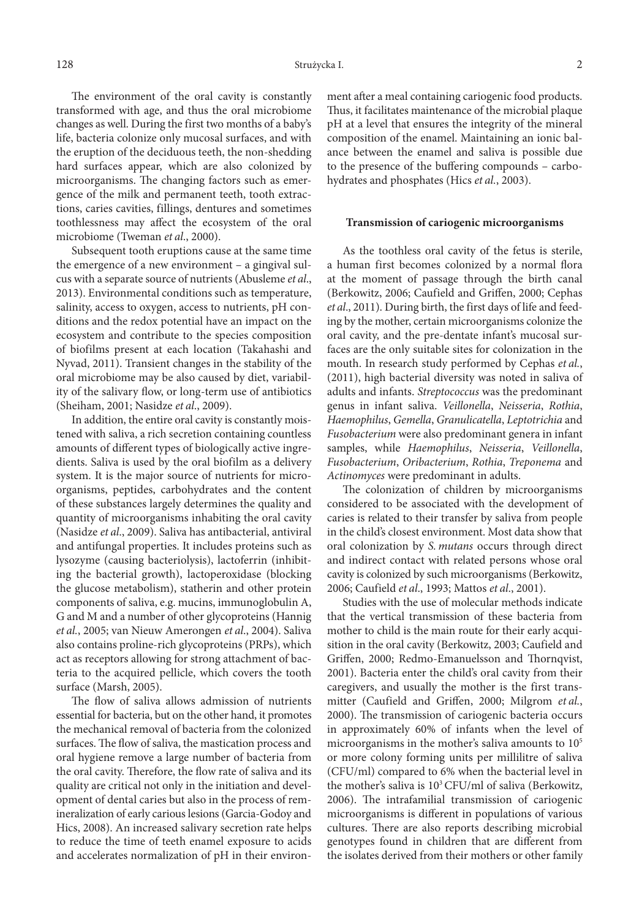The environment of the oral cavity is constantly transformed with age, and thus the oral microbiome changes as well. During the first two months of a baby's life, bacteria colonize only mucosal surfaces, and with the eruption of the deciduous teeth, the non-shedding hard surfaces appear, which are also colonized by microorganisms. The changing factors such as emergence of the milk and permanent teeth, tooth extractions, caries cavities, fillings, dentures and sometimes toothlessness may affect the ecosystem of the oral microbiome (Tweman *et al*., 2000).

Subsequent tooth eruptions cause at the same time the emergence of a new environment – a gingival sulcus with a separate source of nutrients (Abusleme *et al*., 2013). Environmental conditions such as temperature, salinity, access to oxygen, access to nutrients, pH conditions and the redox potential have an impact on the ecosystem and contribute to the species composition of biofilms present at each location (Takahashi and Nyvad, 2011). Transient changes in the stability of the oral microbiome may be also caused by diet, variability of the salivary flow, or long-term use of antibiotics (Sheiham, 2001; Nasidze *et al*., 2009).

In addition, the entire oral cavity is constantly moistened with saliva, a rich secretion containing countless amounts of different types of biologically active ingredients. Saliva is used by the oral biofilm as a delivery system. It is the major source of nutrients for microorganisms, peptides, carbohydrates and the content of these substances largely determines the quality and quantity of microorganisms inhabiting the oral cavity (Nasidze *et al*., 2009). Saliva has antibacterial, antiviral and antifungal properties. It includes proteins such as lysozyme (causing bacteriolysis), lactoferrin (inhibiting the bacterial growth), lactoperoxidase (blocking the glucose metabolism), statherin and other protein components of saliva, e.g. mucins, immunoglobulin A, G and M and a number of other glycoproteins (Hannig *et al.*, 2005; van Nieuw Amerongen *et al*., 2004). Saliva also contains proline-rich glycoproteins (PRPs), which act as receptors allowing for strong attachment of bacteria to the acquired pellicle, which covers the tooth surface (Marsh, 2005).

The flow of saliva allows admission of nutrients essential for bacteria, but on the other hand, it promotes the mechanical removal of bacteria from the colonized surfaces. The flow of saliva, the mastication process and oral hygiene remove a large number of bacteria from the oral cavity. Therefore, the flow rate of saliva and its quality are critical not only in the initiation and development of dental caries but also in the process of remineralization of early carious lesions (Garcia-Godoy and Hics, 2008). An increased salivary secretion rate helps to reduce the time of teeth enamel exposure to acids and accelerates normalization of pH in their environment after a meal containing cariogenic food products. Thus, it facilitates maintenance of the microbial plaque pH at a level that ensures the integrity of the mineral composition of the enamel. Maintaining an ionic balance between the enamel and saliva is possible due to the presence of the buffering compounds – carbohydrates and phosphates (Hics *et al.*, 2003).

## Transmission of cariogenic microorganisms

As the toothless oral cavity of the fetus is sterile, a human first becomes colonized by a normal flora at the moment of passage through the birth canal (Berkowitz, 2006; Caufield and Griffen, 2000; Cephas *et al*., 2011). During birth, the first days of life and feeding by the mother, certain microorganisms colonize the oral cavity, and the pre-dentate infant's mucosal surfaces are the only suitable sites for colonization in the mouth. In research study performed by Cephas *et al.*, (2011), high bacterial diversity was noted in saliva of adults and infants. *Streptococcus* was the predominant genus in infant saliva. *Veillonella*, *Neisseria*, *Rothia*, *Haemophilus*, *Gemella*, *Granulicatella*, *Leptotrichia* and *Fusobacterium* were also predominant genera in infant samples, while *Haemophilus*, *Neisseria*, *Veillonella*, *Fusobacterium*, *Oribacterium*, *Rothia*, *Treponema* and *Actinomyces* were predominant in adults.

The colonization of children by microorganisms considered to be associated with the development of caries is related to their transfer by saliva from people in the child's closest environment. Most data show that oral colonization by *S. mutans* occurs through direct and indirect contact with related persons whose oral cavity is colonized by such microorganisms (Berkowitz, 2006; Caufield *et al*., 1993; Mattos *et al*., 2001).

Studies with the use of molecular methods indicate that the vertical transmission of these bacteria from mother to child is the main route for their early acquisition in the oral cavity (Berkowitz, 2003; Caufield and Griffen, 2000; Redmo-Emanuelsson and Thornqvist, 2001). Bacteria enter the child's oral cavity from their caregivers, and usually the mother is the first transmitter (Caufield and Griffen, 2000; Milgrom *et al.*, 2000). The transmission of cariogenic bacteria occurs in approximately 60% of infants when the level of microorganisms in the mother's saliva amounts to $10^5$ or more colony forming units per millilitre of saliva (CFU/ml) compared to 6% when the bacterial level in the mother's saliva is $10^3$ CFU/ml of saliva (Berkowitz, 2006). The intrafamilial transmission of cariogenic microorganisms is different in populations of various cultures. There are also reports describing microbial genotypes found in children that are different from the isolates derived from their mothers or other family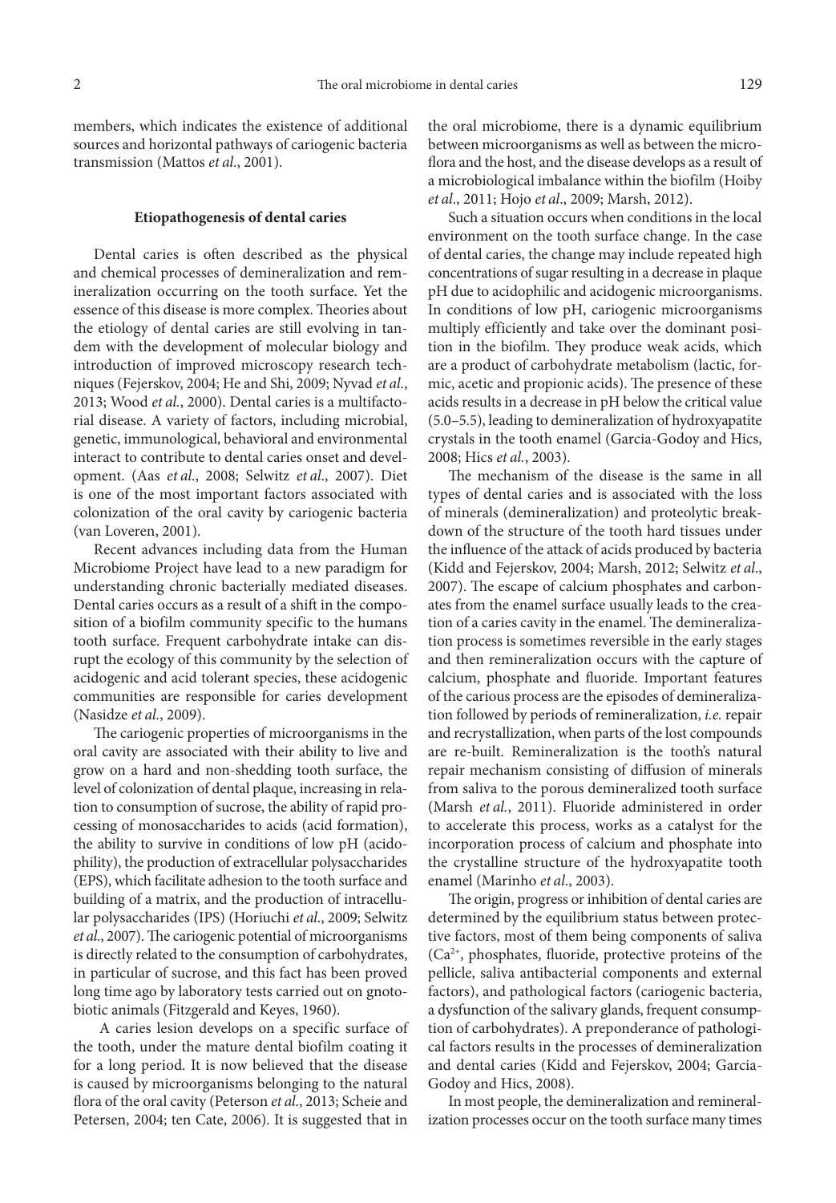members, which indicates the existence of additional sources and horizontal pathways of cariogenic bacteria transmission (Mattos *et al*., 2001).

### Etiopathogenesis of dental caries

Dental caries is often described as the physical and chemical processes of demineralization and remineralization occurring on the tooth surface. Yet the essence of this disease is more complex. Theories about the etiology of dental caries are still evolving in tandem with the development of molecular biology and introduction of improved microscopy research techniques (Fejerskov, 2004; He and Shi, 2009; Nyvad *et al*., 2013; Wood *et al.*, 2000). Dental caries is a multifactorial disease. A variety of factors, including microbial, genetic, immunological, behavioral and environmental interact to contribute to dental caries onset and development. (Aas *et al*., 2008; Selwitz *et al*., 2007). Diet is one of the most important factors associated with colonization of the oral cavity by cariogenic bacteria (van Loveren, 2001).

Recent advances including data from the Human Microbiome Project have lead to a new paradigm for understanding chronic bacterially mediated diseases. Dental caries occurs as a result of a shift in the composition of a biofilm community specific to the humans tooth surface. Frequent carbohydrate intake can disrupt the ecology of this community by the selection of acidogenic and acid tolerant species, these acidogenic communities are responsible for caries development (Nasidze *et al.*, 2009).

The cariogenic properties of microorganisms in the oral cavity are associated with their ability to live and grow on a hard and non-shedding tooth surface, the level of colonization of dental plaque, increasing in relation to consumption of sucrose, the ability of rapid processing of monosaccharides to acids (acid formation), the ability to survive in conditions of low pH (acidophility), the production of extracellular polysaccharides (EPS), which facilitate adhesion to the tooth surface and building of a matrix, and the production of intracellular polysaccharides (IPS) (Horiuchi *et al*., 2009; Selwitz *et al.*, 2007). The cariogenic potential of microorganisms is directly related to the consumption of carbohydrates, in particular of sucrose, and this fact has been proved long time ago by laboratory tests carried out on gnotobiotic animals (Fitzgerald and Keyes, 1960).

A caries lesion develops on a specific surface of the tooth, under the mature dental biofilm coating it for a long period. It is now believed that the disease is caused by microorganisms belonging to the natural flora of the oral cavity (Peterson *et al*., 2013; Scheie and Petersen, 2004; ten Cate, 2006). It is suggested that in the oral microbiome, there is a dynamic equilibrium between microorganisms as well as between the microflora and the host, and the disease develops as a result of a microbiological imbalance within the biofilm (Hoiby *et al*., 2011; Hojo *et al*., 2009; Marsh, 2012).

Such a situation occurs when conditions in the local environment on the tooth surface change. In the case of dental caries, the change may include repeated high concentrations of sugar resulting in a decrease in plaque pH due to acidophilic and acidogenic microorganisms. In conditions of low pH, cariogenic microorganisms multiply efficiently and take over the dominant position in the biofilm. They produce weak acids, which are a product of carbohydrate metabolism (lactic, formic, acetic and propionic acids). The presence of these acids results in a decrease in pH below the critical value (5.0–5.5), leading to demineralization of hydroxyapatite crystals in the tooth enamel (Garcia-Godoy and Hics, 2008; Hics *et al.*, 2003).

The mechanism of the disease is the same in all types of dental caries and is associated with the loss of minerals (demineralization) and proteolytic breakdown of the structure of the tooth hard tissues under the influence of the attack of acids produced by bacteria (Kidd and Fejerskov, 2004; Marsh, 2012; Selwitz *et al*., 2007). The escape of calcium phosphates and carbonates from the enamel surface usually leads to the creation of a caries cavity in the enamel. The demineralization process is sometimes reversible in the early stages and then remineralization occurs with the capture of calcium, phosphate and fluoride. Important features of the carious process are the episodes of demineralization followed by periods of remineralization, *i.e.* repair and recrystallization, when parts of the lost compounds are re-built. Remineralization is the tooth's natural repair mechanism consisting of diffusion of minerals from saliva to the porous demineralized tooth surface (Marsh *et al.*, 2011). Fluoride administered in order to accelerate this process, works as a catalyst for the incorporation process of calcium and phosphate into the crystalline structure of the hydroxyapatite tooth enamel (Marinho *et al*., 2003).

The origin, progress or inhibition of dental caries are determined by the equilibrium status between protective factors, most of them being components of saliva ($Ca^{2+}$, phosphates, fluoride, protective proteins of the pellicle, saliva antibacterial components and external factors), and pathological factors (cariogenic bacteria, a dysfunction of the salivary glands, frequent consumption of carbohydrates). A preponderance of pathological factors results in the processes of demineralization and dental caries (Kidd and Fejerskov, 2004; Garcia-Godoy and Hics, 2008).

In most people, the demineralization and remineralization processes occur on the tooth surface many times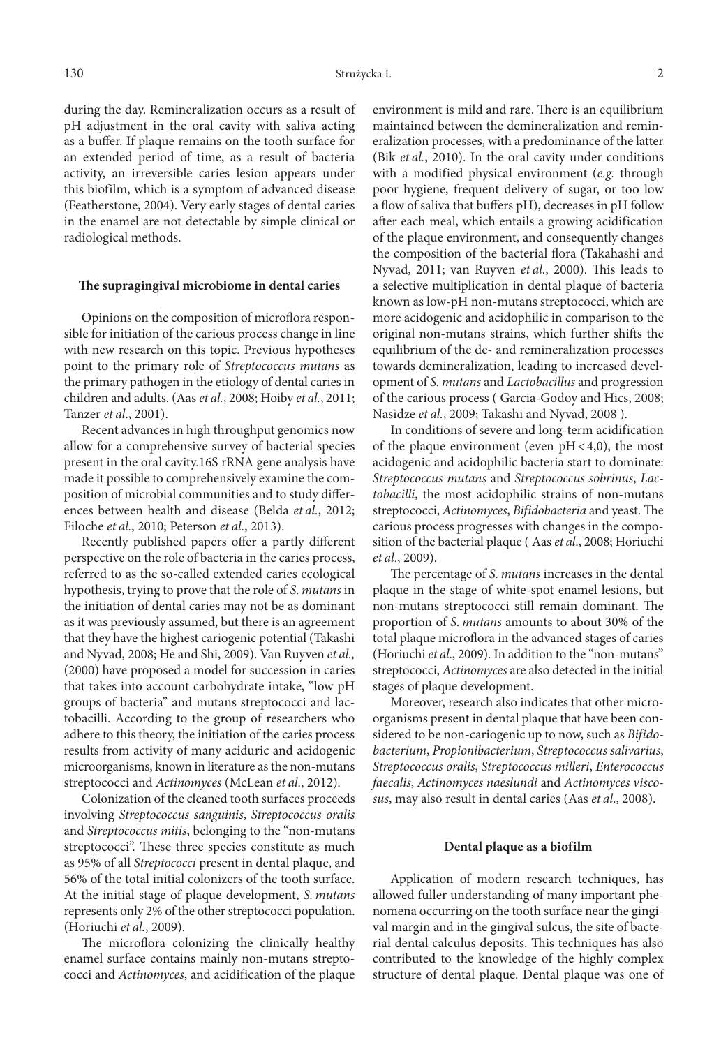during the day. Remineralization occurs as a result of pH adjustment in the oral cavity with saliva acting as a buffer. If plaque remains on the tooth surface for an extended period of time, as a result of bacteria activity, an irreversible caries lesion appears under this biofilm, which is a symptom of advanced disease (Featherstone, 2004). Very early stages of dental caries in the enamel are not detectable by simple clinical or radiological methods.

### The supragingival microbiome in dental caries

Opinions on the composition of microflora responsible for initiation of the carious process change in line with new research on this topic. Previous hypotheses point to the primary role of *Streptococcus mutans* as the primary pathogen in the etiology of dental caries in children and adults. (Aas *et al.*, 2008; Hoiby *et al.*, 2011; Tanzer *et al*., 2001).

Recent advances in high throughput genomics now allow for a comprehensive survey of bacterial species present in the oral cavity.16S rRNA gene analysis have made it possible to comprehensively examine the composition of microbial communities and to study differences between health and disease (Belda *et al.*, 2012; Filoche *et al.*, 2010; Peterson *et al.*, 2013).

Recently published papers offer a partly different perspective on the role of bacteria in the caries process, referred to as the so-called extended caries ecological hypothesis, trying to prove that the role of *S. mutans* in the initiation of dental caries may not be as dominant as it was previously assumed, but there is an agreement that they have the highest cariogenic potential (Takashi and Nyvad, 2008; He and Shi, 2009). Van Ruyven *et al.,* (2000) have proposed a model for succession in caries that takes into account carbohydrate intake, "low pH groups of bacteria" and mutans streptococci and lactobacilli. According to the group of researchers who adhere to this theory, the initiation of the caries process results from activity of many aciduric and acidogenic microorganisms, known in literature as the non-mutans streptococci and *Actinomyces* (McLean *et al*., 2012).

Colonization of the cleaned tooth surfaces proceeds involving *Streptococcus sanguinis*, *Streptococcus oralis* and *Streptococcus mitis*, belonging to the "non-mutans streptococci". These three species constitute as much as 95% of all *Streptococci* present in dental plaque, and 56% of the total initial colonizers of the tooth surface. At the initial stage of plaque development, *S. mutans* represents only 2% of the other streptococci population. (Horiuchi *et al.*, 2009).

The microflora colonizing the clinically healthy enamel surface contains mainly non-mutans streptococci and *Actinomyces*, and acidification of the plaque environment is mild and rare. There is an equilibrium maintained between the demineralization and remineralization processes, with a predominance of the latter (Bik *et al.*, 2010). In the oral cavity under conditions with a modified physical environment (*e.g.* through poor hygiene, frequent delivery of sugar, or too low a flow of saliva that buffers pH), decreases in pH follow after each meal, which entails a growing acidification of the plaque environment, and consequently changes the composition of the bacterial flora (Takahashi and Nyvad, 2011; van Ruyven *et al*., 2000). This leads to a selective multiplication in dental plaque of bacteria known as low-pH non-mutans streptococci, which are more acidogenic and acidophilic in comparison to the original non-mutans strains, which further shifts the equilibrium of the de- and remineralization processes towards demineralization, leading to increased development of *S. mutans* and *Lactobacillus* and progression of the carious process ( Garcia-Godoy and Hics, 2008; Nasidze *et al.*, 2009; Takashi and Nyvad, 2008 ).

In conditions of severe and long-term acidification of the plaque environment (even $pH < 4{,}0$), the most acidogenic and acidophilic bacteria start to dominate: *Streptococcus mutans* and *Streptococcus sobrinus*, *Lactobacilli*, the most acidophilic strains of non-mutans streptococci, *Actinomyces*, *Bifidobacteria* and yeast. The carious process progresses with changes in the composition of the bacterial plaque ( Aas *et al*., 2008; Horiuchi *et al*., 2009).

The percentage of *S. mutans* increases in the dental plaque in the stage of white-spot enamel lesions, but non-mutans streptococci still remain dominant. The proportion of *S. mutans* amounts to about 30% of the total plaque microflora in the advanced stages of caries (Horiuchi *et al*., 2009). In addition to the "non-mutans" streptococci, *Actinomyces* are also detected in the initial stages of plaque development.

Moreover, research also indicates that other microorganisms present in dental plaque that have been considered to be non-cariogenic up to now, such as *Bifidobacterium*, *Propionibacterium*, *Streptococcus salivarius*, *Streptococcus oralis*, *Streptococcus milleri*, *Enterococcus faecalis*, *Actinomyces naeslundi* and *Actinomyces viscosus*, may also result in dental caries (Aas *et al*., 2008).

### Dental plaque as a biofilm

Application of modern research techniques, has allowed fuller understanding of many important phenomena occurring on the tooth surface near the gingival margin and in the gingival sulcus, the site of bacterial dental calculus deposits. This techniques has also contributed to the knowledge of the highly complex structure of dental plaque. Dental plaque was one of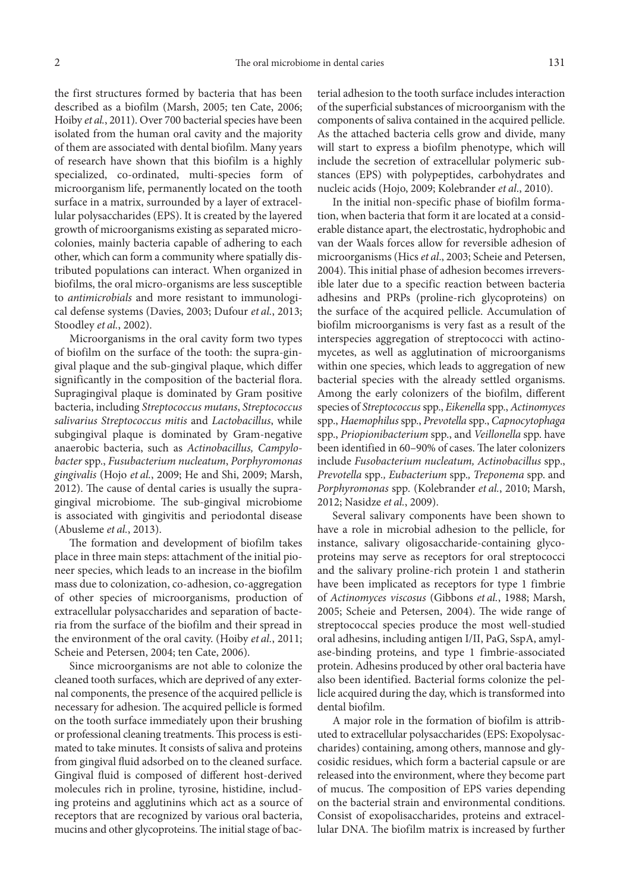the first structures formed by bacteria that has been described as a biofilm (Marsh, 2005; ten Cate, 2006; Hoiby *et al.*, 2011). Over 700 bacterial species have been isolated from the human oral cavity and the majority of them are associated with dental biofilm. Many years of research have shown that this biofilm is a highly specialized, co-ordinated, multi-species form of microorganism life, permanently located on the tooth surface in a matrix, surrounded by a layer of extracellular polysaccharides (EPS). It is created by the layered growth of microorganisms existing as separated microcolonies, mainly bacteria capable of adhering to each other, which can form a community where spatially distributed populations can interact. When organized in biofilms, the oral micro-organisms are less susceptible to *antimicrobials* and more resistant to immunological defense systems (Davies, 2003; Dufour *et al.*, 2013; Stoodley *et al.*, 2002).

Microorganisms in the oral cavity form two types of biofilm on the surface of the tooth: the supra-gingival plaque and the sub-gingival plaque, which differ significantly in the composition of the bacterial flora. Supragingival plaque is dominated by Gram positive bacteria, including *Streptococcus mutans*, *Streptococcus salivarius Streptococcus mitis* and *Lactobacillus*, while subgingival plaque is dominated by Gram-negative anaerobic bacteria, such as *Actinobacillus, Campylobacter* spp., *Fusubacterium nucleatum*, *Porphyromonas gingivalis* (Hojo *et al.*, 2009; He and Shi, 2009; Marsh, 2012). The cause of dental caries is usually the supragingival microbiome. The sub-gingival microbiome is associated with gingivitis and periodontal disease (Abusleme *et al.*, 2013).

The formation and development of biofilm takes place in three main steps: attachment of the initial pioneer species, which leads to an increase in the biofilm mass due to colonization, co-adhesion, co-aggregation of other species of microorganisms, production of extracellular polysaccharides and separation of bacteria from the surface of the biofilm and their spread in the environment of the oral cavity. (Hoiby *et al.*, 2011; Scheie and Petersen, 2004; ten Cate, 2006).

Since microorganisms are not able to colonize the cleaned tooth surfaces, which are deprived of any external components, the presence of the acquired pellicle is necessary for adhesion. The acquired pellicle is formed on the tooth surface immediately upon their brushing or professional cleaning treatments. This process is estimated to take minutes. It consists of saliva and proteins from gingival fluid adsorbed on to the cleaned surface. Gingival fluid is composed of different host-derived molecules rich in proline, tyrosine, histidine, including proteins and agglutinins which act as a source of receptors that are recognized by various oral bacteria, mucins and other glycoproteins. The initial stage of bacterial adhesion to the tooth surface includes interaction of the superficial substances of microorganism with the components of saliva contained in the acquired pellicle. As the attached bacteria cells grow and divide, many will start to express a biofilm phenotype, which will include the secretion of extracellular polymeric substances (EPS) with polypeptides, carbohydrates and nucleic acids (Hojo, 2009; Kolebrander *et al.*, 2010).

In the initial non-specific phase of biofilm formation, when bacteria that form it are located at a considerable distance apart, the electrostatic, hydrophobic and van der Waals forces allow for reversible adhesion of microorganisms (Hics *et al.*, 2003; Scheie and Petersen, 2004). This initial phase of adhesion becomes irreversible later due to a specific reaction between bacteria adhesins and PRPs (proline-rich glycoproteins) on the surface of the acquired pellicle. Accumulation of biofilm microorganisms is very fast as a result of the interspecies aggregation of streptococci with actinomycetes, as well as agglutination of microorganisms within one species, which leads to aggregation of new bacterial species with the already settled organisms. Among the early colonizers of the biofilm, different species of *Streptococcus* spp., *Eikenella* spp., *Actinomyces* spp., *Haemophilus* spp., *Prevotella* spp., *Capnocytophaga* spp., *Priopionibacterium* spp., and *Veillonella* spp. have been identified in 60–90% of cases. The later colonizers include *Fusobacterium nucleatum, Actinobacillus* spp., *Prevotella* spp.*, Eubacterium* spp.*, Treponema* spp. and *Porphyromonas* spp. (Kolebrander *et al.*, 2010; Marsh, 2012; Nasidze *et al.*, 2009).

Several salivary components have been shown to have a role in microbial adhesion to the pellicle, for instance, salivary oligosaccharide-containing glycoproteins may serve as receptors for oral streptococci and the salivary proline-rich protein 1 and statherin have been implicated as receptors for type 1 fimbrie of *Actinomyces viscosus* (Gibbons *et al.*, 1988; Marsh, 2005; Scheie and Petersen, 2004). The wide range of streptococcal species produce the most well-studied oral adhesins, including antigen I/II, PaG, SspA, amylase-binding proteins, and type 1 fimbrie-associated protein. Adhesins produced by other oral bacteria have also been identified. Bacterial forms colonize the pellicle acquired during the day, which is transformed into dental biofilm.

A major role in the formation of biofilm is attributed to extracellular polysaccharides (EPS: Exopolysaccharides) containing, among others, mannose and glycosidic residues, which form a bacterial capsule or are released into the environment, where they become part of mucus. The composition of EPS varies depending on the bacterial strain and environmental conditions. Consist of exopolisaccharides, proteins and extracellular DNA. The biofilm matrix is increased by further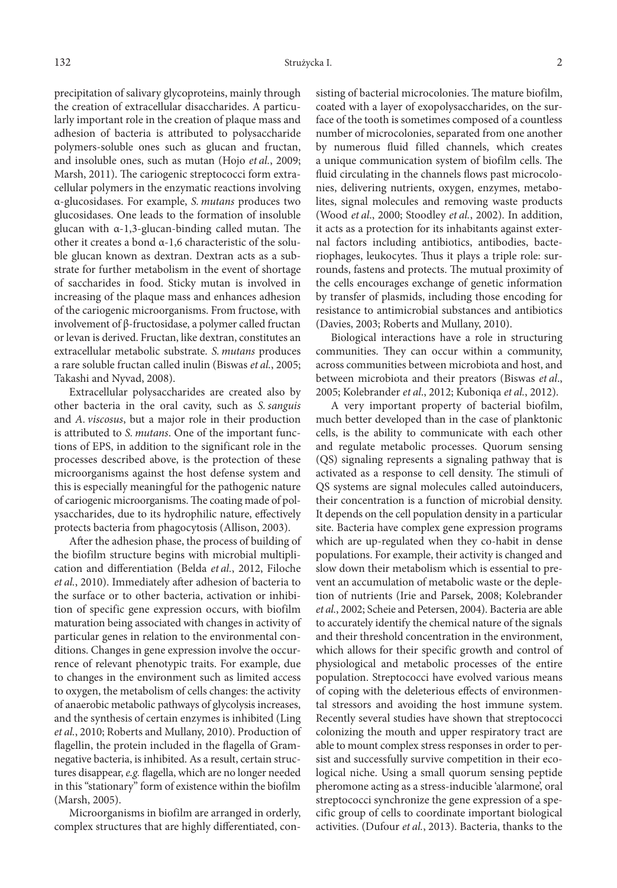precipitation of salivary glycoproteins, mainly through the creation of extracellular disaccharides. A particularly important role in the creation of plaque mass and adhesion of bacteria is attributed to polysaccharide polymers-soluble ones such as glucan and fructan, and insoluble ones, such as mutan (Hojo *et al.*, 2009; Marsh, 2011). The cariogenic streptococci form extracellular polymers in the enzymatic reactions involving α-glucosidases. For example, *S. mutans* produces two glucosidases. One leads to the formation of insoluble glucan with α-1,3-glucan-binding called mutan. The other it creates a bond α-1,6 characteristic of the soluble glucan known as dextran. Dextran acts as a substrate for further metabolism in the event of shortage of saccharides in food. Sticky mutan is involved in increasing of the plaque mass and enhances adhesion of the cariogenic microorganisms. From fructose, with involvement of β-fructosidase, a polymer called fructan or levan is derived. Fructan, like dextran, constitutes an extracellular metabolic substrate. *S. mutans* produces a rare soluble fructan called inulin (Biswas *et al.*, 2005; Takashi and Nyvad, 2008).

Extracellular polysaccharides are created also by other bacteria in the oral cavity, such as *S. sanguis* and *A. viscosus*, but a major role in their production is attributed to *S. mutans*. One of the important functions of EPS, in addition to the significant role in the processes described above, is the protection of these microorganisms against the host defense system and this is especially meaningful for the pathogenic nature of cariogenic microorganisms. The coating made of polysaccharides, due to its hydrophilic nature, effectively protects bacteria from phagocytosis (Allison, 2003).

After the adhesion phase, the process of building of the biofilm structure begins with microbial multiplication and differentiation (Belda *et al.*, 2012, Filoche *et al.*, 2010). Immediately after adhesion of bacteria to the surface or to other bacteria, activation or inhibition of specific gene expression occurs, with biofilm maturation being associated with changes in activity of particular genes in relation to the environmental conditions. Changes in gene expression involve the occurrence of relevant phenotypic traits. For example, due to changes in the environment such as limited access to oxygen, the metabolism of cells changes: the activity of anaerobic metabolic pathways of glycolysis increases, and the synthesis of certain enzymes is inhibited (Ling *et al.*, 2010; Roberts and Mullany, 2010). Production of flagellin, the protein included in the flagella of Gram-negative bacteria, is inhibited. As a result, certain structures disappear, *e.g.* flagella, which are no longer needed in this "stationary" form of existence within the biofilm (Marsh, 2005).

Microorganisms in biofilm are arranged in orderly, complex structures that are highly differentiated, consisting of bacterial microcolonies. The mature biofilm, coated with a layer of exopolysaccharides, on the surface of the tooth is sometimes composed of a countless number of microcolonies, separated from one another by numerous fluid filled channels, which creates a unique communication system of biofilm cells. The fluid circulating in the channels flows past microcolonies, delivering nutrients, oxygen, enzymes, metabolites, signal molecules and removing waste products (Wood *et al.*, 2000; Stoodley *et al.*, 2002). In addition, it acts as a protection for its inhabitants against external factors including antibiotics, antibodies, bacteriophages, leukocytes. Thus it plays a triple role: surrounds, fastens and protects. The mutual proximity of the cells encourages exchange of genetic information by transfer of plasmids, including those encoding for resistance to antimicrobial substances and antibiotics (Davies, 2003; Roberts and Mullany, 2010).

Biological interactions have a role in structuring communities. They can occur within a community, across communities between microbiota and host, and between microbiota and their preators (Biswas *et al*., 2005; Kolebrander *et al*., 2012; Kuboniqa *et al*., 2012).

A very important property of bacterial biofilm, much better developed than in the case of planktonic cells, is the ability to communicate with each other and regulate metabolic processes. Quorum sensing (QS) signaling represents a signaling pathway that is activated as a response to cell density. The stimuli of QS systems are signal molecules called autoinducers, their concentration is a function of microbial density. It depends on the cell population density in a particular site. Bacteria have complex gene expression programs which are up-regulated when they co-habit in dense populations. For example, their activity is changed and slow down their metabolism which is essential to prevent an accumulation of metabolic waste or the depletion of nutrients (Irie and Parsek, 2008; Kolebrander *et al.*, 2002; Scheie and Petersen, 2004). Bacteria are able to accurately identify the chemical nature of the signals and their threshold concentration in the environment, which allows for their specific growth and control of physiological and metabolic processes of the entire population. Streptococci have evolved various means of coping with the deleterious effects of environmental stressors and avoiding the host immune system. Recently several studies have shown that streptococci colonizing the mouth and upper respiratory tract are able to mount complex stress responses in order to persist and successfully survive competition in their ecological niche. Using a small quorum sensing peptide pheromone acting as a stress-inducible 'alarmone', oral streptococci synchronize the gene expression of a specific group of cells to coordinate important biological activities. (Dufour *et al.*, 2013). Bacteria, thanks to the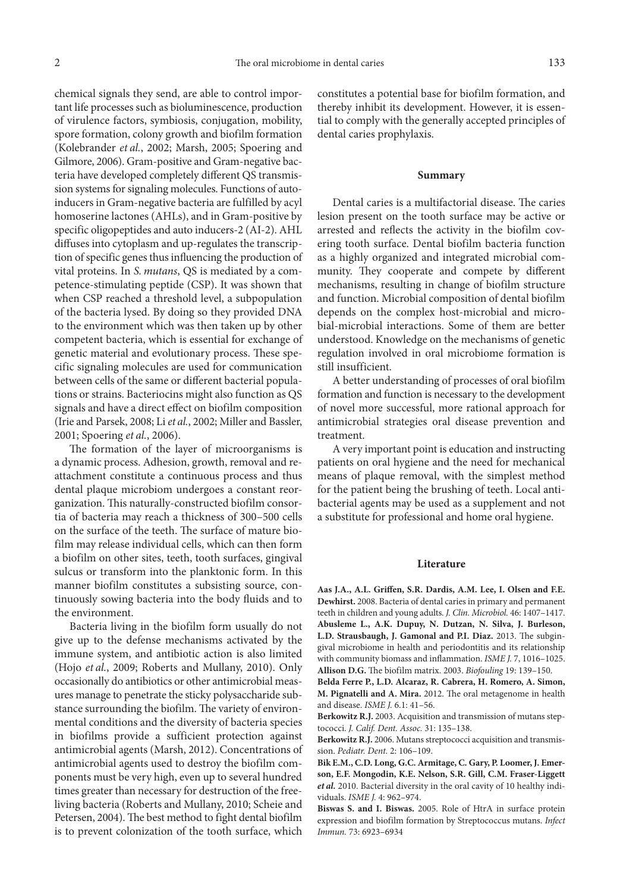chemical signals they send, are able to control important life processes such as bioluminescence, production of virulence factors, symbiosis, conjugation, mobility, spore formation, colony growth and biofilm formation (Kolebrander *et al.*, 2002; Marsh, 2005; Spoering and Gilmore, 2006). Gram-positive and Gram-negative bacteria have developed completely different QS transmission systems for signaling molecules. Functions of autoinducers in Gram-negative bacteria are fulfilled by acyl homoserine lactones (AHLs), and in Gram-positive by specific oligopeptides and auto inducers-2 (AI-2). AHL diffuses into cytoplasm and up-regulates the transcription of specific genes thus influencing the production of vital proteins. In *S. mutans*, QS is mediated by a competence-stimulating peptide (CSP). It was shown that when CSP reached a threshold level, a subpopulation of the bacteria lysed. By doing so they provided DNA to the environment which was then taken up by other competent bacteria, which is essential for exchange of genetic material and evolutionary process. These specific signaling molecules are used for communication between cells of the same or different bacterial populations or strains. Bacteriocins might also function as QS signals and have a direct effect on biofilm composition (Irie and Parsek, 2008; Li *et al.*, 2002; Miller and Bassler, 2001; Spoering *et al.*, 2006).

The formation of the layer of microorganisms is a dynamic process. Adhesion, growth, removal and reattachment constitute a continuous process and thus dental plaque microbiom undergoes a constant reorganization. This naturally-constructed biofilm consortia of bacteria may reach a thickness of 300–500 cells on the surface of the teeth. The surface of mature biofilm may release individual cells, which can then form a biofilm on other sites, teeth, tooth surfaces, gingival sulcus or transform into the planktonic form. In this manner biofilm constitutes a subsisting source, continuously sowing bacteria into the body fluids and to the environment.

Bacteria living in the biofilm form usually do not give up to the defense mechanisms activated by the immune system, and antibiotic action is also limited (Hojo *et al.*, 2009; Roberts and Mullany, 2010). Only occasionally do antibiotics or other antimicrobial measures manage to penetrate the sticky polysaccharide substance surrounding the biofilm. The variety of environmental conditions and the diversity of bacteria species in biofilms provide a sufficient protection against antimicrobial agents (Marsh, 2012). Concentrations of antimicrobial agents used to destroy the biofilm components must be very high, even up to several hundred times greater than necessary for destruction of the free-living bacteria (Roberts and Mullany, 2010; Scheie and Petersen, 2004). The best method to fight dental biofilm is to prevent colonization of the tooth surface, which constitutes a potential base for biofilm formation, and thereby inhibit its development. However, it is essential to comply with the generally accepted principles of dental caries prophylaxis.

## Summary

Dental caries is a multifactorial disease. The caries lesion present on the tooth surface may be active or arrested and reflects the activity in the biofilm covering tooth surface. Dental biofilm bacteria function as a highly organized and integrated microbial community. They cooperate and compete by different mechanisms, resulting in change of biofilm structure and function. Microbial composition of dental biofilm depends on the complex host-microbial and microbial-microbial interactions. Some of them are better understood. Knowledge on the mechanisms of genetic regulation involved in oral microbiome formation is still insufficient.

A better understanding of processes of oral biofilm formation and function is necessary to the development of novel more successful, more rational approach for antimicrobial strategies oral disease prevention and treatment.

A very important point is education and instructing patients on oral hygiene and the need for mechanical means of plaque removal, with the simplest method for the patient being the brushing of teeth. Local antibacterial agents may be used as a supplement and not a substitute for professional and home oral hygiene.

## Literature

**Aas J.A., A.L. Griffen, S.R. Dardis, A.M. Lee, I. Olsen and F.E. Dewhirst.** 2008. Bacteria of dental caries in primary and permanent teeth in children and young adults. *J. Clin. Microbiol.* 46: 1407–1417.

**Abusleme L., A.K. Dupuy, N. Dutzan, N. Silva, J. Burleson, L.D. Strausbaugh, J. Gamonal and P.I. Diaz.** 2013. The subgingival microbiome in health and periodontitis and its relationship with community biomass and inflammation. *ISME J.* 7, 1016–1025.

**Allison D.G.** The biofilm matrix. 2003. *Biofouling* 19: 139–150.

**Belda Ferre P., L.D. Alcaraz, R. Cabrera, H. Romero, A. Simon, M. Pignatelli and A. Mira.** 2012. The oral metagenome in health and disease. *ISME J.* 6.1: 41–56.

**Berkowitz R.J.** 2003. Acquisition and transmission of mutans steptococci. *J. Calif. Dent. Assoc.* 31: 135–138.

**Berkowitz R.J.** 2006. Mutans streptococci acquisition and transmission. *Pediatr. Dent.* 2: 106–109.

**Bik E.M., C.D. Long, G.C. Armitage, C. Gary, P. Loomer, J. Emerson, E.F. Mongodin, K.E. Nelson, S.R. Gill, C.M. Fraser-Liggett *et al.*** 2010. Bacterial diversity in the oral cavity of 10 healthy individuals. *ISME J.* 4: 962–974.

**Biswas S. and I. Biswas.** 2005. Role of HtrA in surface protein expression and biofilm formation by Streptococcus mutans. *Infect Immun.* 73: 6923–6934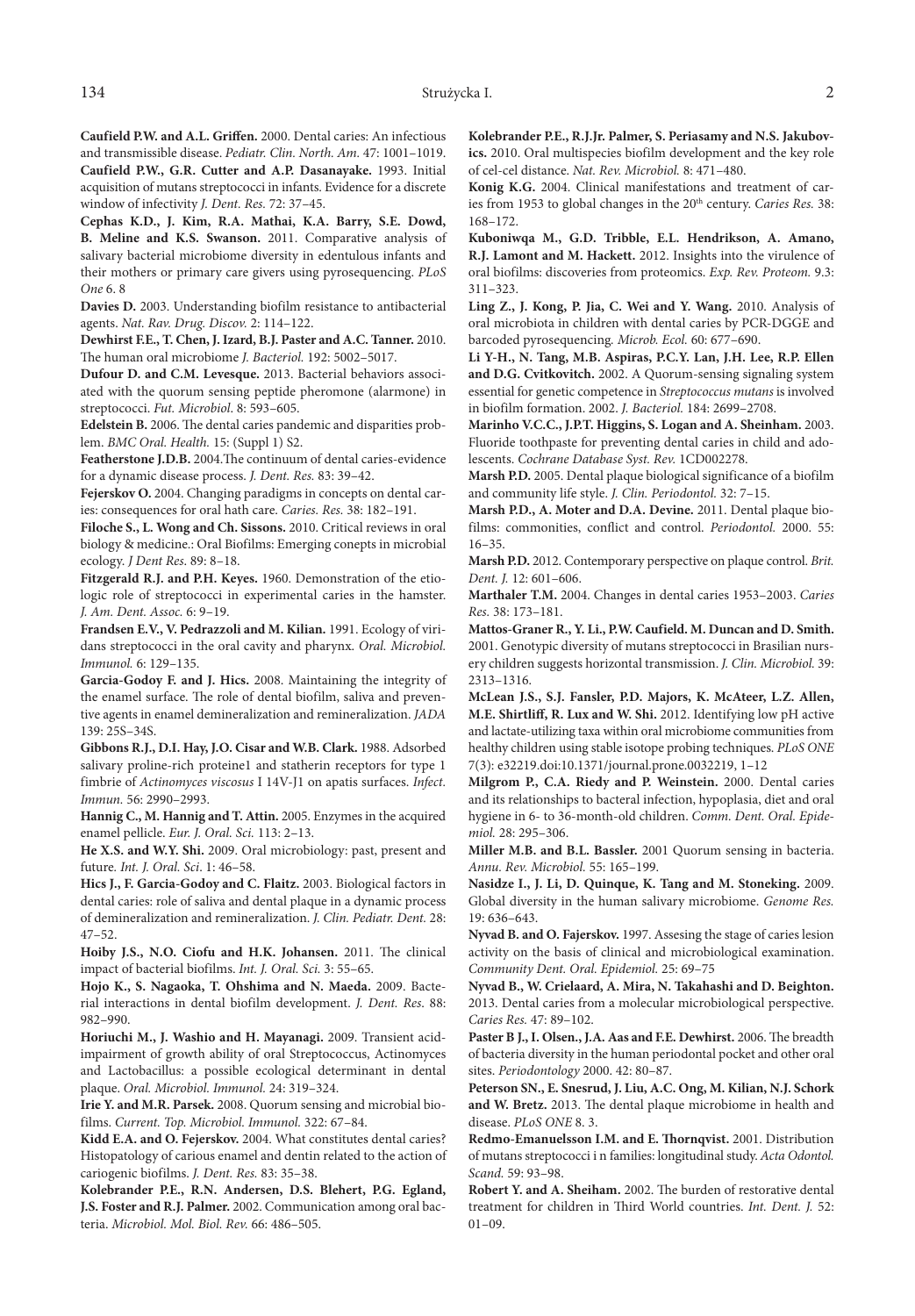**Caufield P.W. and A.L. Griffen.** 2000. Dental caries: An infectious and transmissible disease. *Pediatr. Clin. North. Am.* 47: 1001–1019.

**Caufield P.W., G.R. Cutter and A.P. Dasanayake.** 1993. Initial acquisition of mutans streptococci in infants. Evidence for a discrete window of infectivity *J. Dent. Res.* 72: 37–45.

**Cephas K.D., J. Kim, R.A. Mathai, K.A. Barry, S.E. Dowd, B. Meline and K.S. Swanson.** 2011. Comparative analysis of salivary bacterial microbiome diversity in edentulous infants and their mothers or primary care givers using pyrosequencing. *PLoS One* 6. 8

**Davies D.** 2003. Understanding biofilm resistance to antibacterial agents. *Nat. Rav. Drug. Discov.* 2: 114–122.

**Dewhirst F.E., T. Chen, J. Izard, B.J. Paster and A.C. Tanner.** 2010. The human oral microbiome *J. Bacteriol.* 192: 5002–5017.

**Dufour D. and C.M. Levesque.** 2013. Bacterial behaviors associated with the quorum sensing peptide pheromone (alarmone) in streptococci. *Fut. Microbiol*. 8: 593–605.

**Edelstein B.** 2006. The dental caries pandemic and disparities problem. *BMC Oral. Health.* 15: (Suppl 1) S2.

**Featherstone J.D.B.** 2004.The continuum of dental caries-evidence for a dynamic disease process. *J. Dent. Res.* 83: 39–42.

**Fejerskov O.** 2004. Changing paradigms in concepts on dental caries: consequences for oral hath care. *Caries. Res.* 38: 182–191.

**Filoche S., L. Wong and Ch. Sissons.** 2010. Critical reviews in oral biology & medicine.: Oral Biofilms: Emerging conepts in microbial ecology. *J Dent Res*. 89: 8–18.

**Fitzgerald R.J. and P.H. Keyes.** 1960. Demonstration of the etiologic role of streptococci in experimental caries in the hamster. *J. Am. Dent. Assoc.* 6: 9–19.

**Frandsen E.V., V. Pedrazzoli and M. Kilian.** 1991. Ecology of viridans streptococci in the oral cavity and pharynx. *Oral. Microbiol. Immunol.* 6: 129–135.

**Garcia-Godoy F. and J. Hics.** 2008. Maintaining the integrity of the enamel surface. The role of dental biofilm, saliva and preventive agents in enamel demineralization and remineralization. *JADA* 139: 25S–34S.

**Gibbons R.J., D.I. Hay, J.O. Cisar and W.B. Clark.** 1988. Adsorbed salivary proline-rich proteine1 and statherin receptors for type 1 fimbrie of *Actinomyces viscosus* I 14V-J1 on apatis surfaces. *Infect. Immun.* 56: 2990–2993.

**Hannig C., M. Hannig and T. Attin.** 2005. Enzymes in the acquired enamel pellicle. *Eur. J. Oral. Sci.* 113: 2–13.

**He X.S. and W.Y. Shi.** 2009. Oral microbiology: past, present and future. *Int. J. Oral. Sci*. 1: 46–58.

**Hics J., F. Garcia-Godoy and C. Flaitz.** 2003. Biological factors in dental caries: role of saliva and dental plaque in a dynamic process of demineralization and remineralization. *J. Clin. Pediatr. Dent.* 28: 47–52.

**Hoiby J.S., N.O. Ciofu and H.K. Johansen.** 2011. The clinical impact of bacterial biofilms. *Int. J. Oral. Sci.* 3: 55–65.

**Hojo K., S. Nagaoka, T. Ohshima and N. Maeda.** 2009. Bacterial interactions in dental biofilm development. *J. Dent. Res*. 88: 982–990.

**Horiuchi M., J. Washio and H. Mayanagi.** 2009. Transient acid-impairment of growth ability of oral Streptococcus, Actinomyces and Lactobacillus: a possible ecological determinant in dental plaque. *Oral. Microbiol. Immunol.* 24: 319–324.

**Irie Y. and M.R. Parsek.** 2008. Quorum sensing and microbial biofilms. *Current. Top. Microbiol. Immunol.* 322: 67–84.

**Kidd E.A. and O. Fejerskov.** 2004. What constitutes dental caries? Histopatology of carious enamel and dentin related to the action of cariogenic biofilms. *J. Dent. Res.* 83: 35–38.

**Kolebrander P.E., R.N. Andersen, D.S. Blehert, P.G. Egland, J.S. Foster and R.J. Palmer.** 2002. Communication among oral bacteria. *Microbiol. Mol. Biol. Rev.* 66: 486–505.

**Kolebrander P.E., R.J.Jr. Palmer, S. Periasamy and N.S. Jakubovics.** 2010. Oral multispecies biofilm development and the key role of cel-cel distance. *Nat. Rev. Microbiol.* 8: 471–480.

**Konig K.G.** 2004. Clinical manifestations and treatment of caries from 1953 to global changes in the 20th century. *Caries Res.* 38: 168–172.

**Kuboniwqa M., G.D. Tribble, E.L. Hendrikson, A. Amano, R.J. Lamont and M. Hackett.** 2012. Insights into the virulence of oral biofilms: discoveries from proteomics. *Exp. Rev. Proteom.* 9.3: 311–323.

**Ling Z., J. Kong, P. Jia, C. Wei and Y. Wang.** 2010. Analysis of oral microbiota in children with dental caries by PCR-DGGE and barcoded pyrosequencing. *Microb. Ecol.* 60: 677–690.

**Li Y-H., N. Tang, M.B. Aspiras, P.C.Y. Lan, J.H. Lee, R.P. Ellen and D.G. Cvitkovitch.** 2002. A Quorum-sensing signaling system essential for genetic competence in *Streptococcus mutans* is involved in biofilm formation. 2002. *J. Bacteriol.* 184: 2699–2708.

**Marinho V.C.C., J.P.T. Higgins, S. Logan and A. Sheinham.** 2003. Fluoride toothpaste for preventing dental caries in child and adolescents. *Cochrane Database Syst. Rev.* 1CD002278.

**Marsh P.D.** 2005. Dental plaque biological significance of a biofilm and community life style. *J. Clin. Periodontol.* 32: 7–15.

**Marsh P.D., A. Moter and D.A. Devine.** 2011. Dental plaque biofilms: commonities, conflict and control. *Periodontol.* 2000. 55: 16–35.

**Marsh P.D.** 2012. Contemporary perspective on plaque control. *Brit. Dent. J.* 12: 601–606.

**Marthaler T.M.** 2004. Changes in dental caries 1953–2003. *Caries Res.* 38: 173–181.

**Mattos-Graner R., Y. Li., P.W. Caufield. M. Duncan and D. Smith.** 2001. Genotypic diversity of mutans streptococci in Brasilian nursery children suggests horizontal transmission. *J. Clin. Microbiol.* 39: 2313–1316.

**McLean J.S., S.J. Fansler, P.D. Majors, K. McAteer, L.Z. Allen, M.E. Shirtliff, R. Lux and W. Shi.** 2012. Identifying low pH active and lactate-utilizing taxa within oral microbiome communities from healthy children using stable isotope probing techniques. *PLoS ONE* 7(3): e32219.doi:10.1371/journal.prone.0032219, 1–12

**Milgrom P., C.A. Riedy and P. Weinstein.** 2000. Dental caries and its relationships to bacterial infection, hypoplasia, diet and oral hygiene in 6- to 36-month-old children. *Comm. Dent. Oral. Epidemiol.* 28: 295–306.

**Miller M.B. and B.L. Bassler.** 2001 Quorum sensing in bacteria. *Annu. Rev. Microbiol.* 55: 165–199.

**Nasidze I., J. Li, D. Quinque, K. Tang and M. Stoneking.** 2009. Global diversity in the human salivary microbiome. *Genome Res.* 19: 636–643.

**Nyvad B. and O. Fajerskov.** 1997. Assesing the stage of caries lesion activity on the basis of clinical and microbiological examination. *Community Dent. Oral. Epidemiol.* 25: 69–75

**Nyvad B., W. Crielaard, A. Mira, N. Takahashi and D. Beighton.** 2013. Dental caries from a molecular microbiological perspective. *Caries Res.* 47: 89–102.

**Paster B J., I. Olsen., J.A. Aas and F.E. Dewhirst.** 2006. The breadth of bacteria diversity in the human periodontal pocket and other oral sites. *Periodontology* 2000. 42: 80–87.

**Peterson SN., E. Snesrud, J. Liu, A.C. Ong, M. Kilian, N.J. Schork and W. Bretz.** 2013. The dental plaque microbiome in health and disease. *PLoS ONE* 8. 3.

**Redmo-Emanuelsson I.M. and E. Thornqvist.** 2001. Distribution of mutans streptococci i n families: longitudinal study. *Acta Odontol. Scand.* 59: 93–98.

**Robert Y. and A. Sheiham.** 2002. The burden of restorative dental treatment for children in Third World countries. *Int. Dent. J.* 52: 01–09.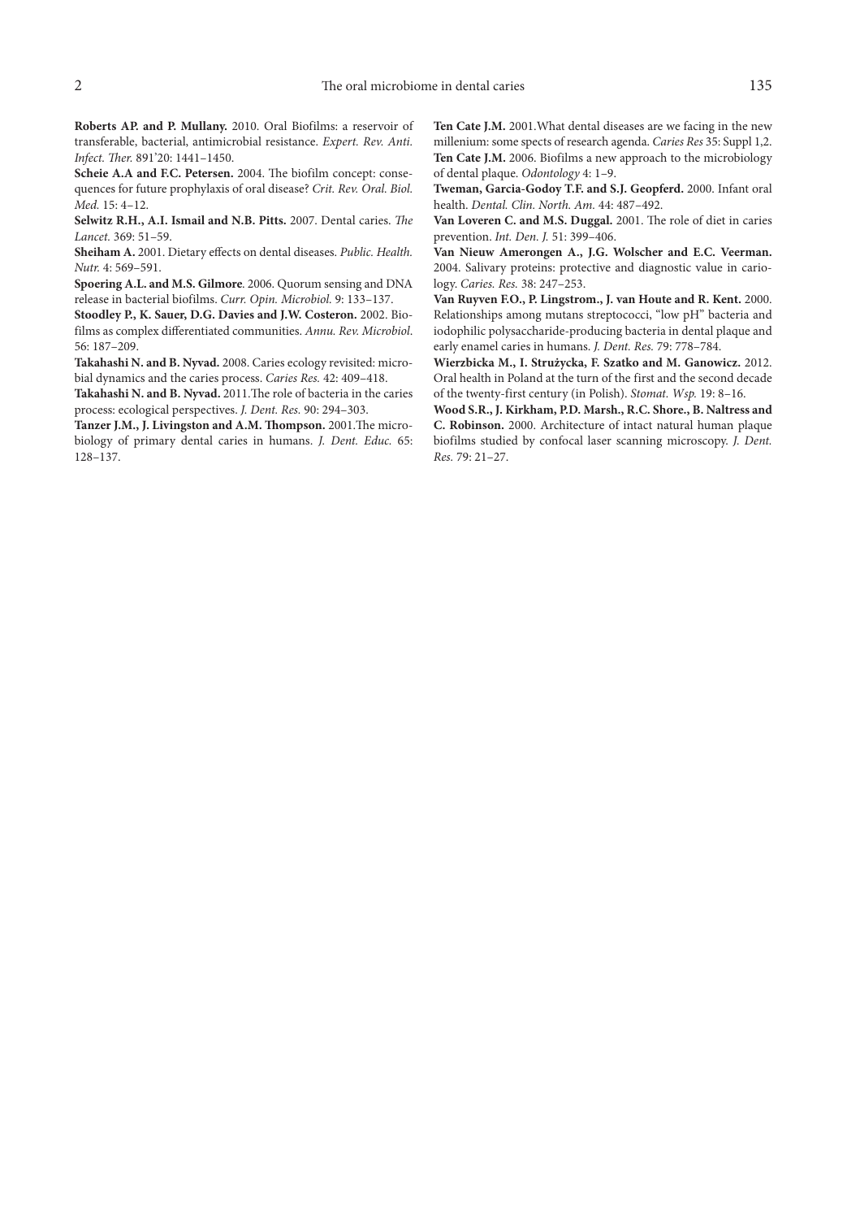**Roberts AP. and P. Mullany.** 2010. Oral Biofilms: a reservoir of transferable, bacterial, antimicrobial resistance. *Expert. Rev. Anti. Infect. Ther.* 891'20: 1441–1450.

**Scheie A.A and F.C. Petersen.** 2004. The biofilm concept: consequences for future prophylaxis of oral disease? *Crit. Rev. Oral. Biol. Med.* 15: 4–12.

**Selwitz R.H., A.I. Ismail and N.B. Pitts.** 2007. Dental caries. *The Lancet.* 369: 51–59.

**Sheiham A.** 2001. Dietary effects on dental diseases. *Public. Health. Nutr.* 4: 569–591.

**Spoering A.L. and M.S. Gilmore**. 2006. Quorum sensing and DNA release in bacterial biofilms. *Curr. Opin. Microbiol.* 9: 133–137.

**Stoodley P., K. Sauer, D.G. Davies and J.W. Costeron.** 2002. Biofilms as complex differentiated communities. *Annu. Rev. Microbiol.* 56: 187–209.

**Takahashi N. and B. Nyvad.** 2008. Caries ecology revisited: microbial dynamics and the caries process. *Caries Res.* 42: 409–418.

**Takahashi N. and B. Nyvad.** 2011.The role of bacteria in the caries process: ecological perspectives. *J. Dent. Res.* 90: 294–303.

**Tanzer J.M., J. Livingston and A.M. Thompson.** 2001.The microbiology of primary dental caries in humans. *J. Dent. Educ.* 65: 128–137.

**Ten Cate J.M.** 2001.What dental diseases are we facing in the new millenium: some spects of research agenda. *Caries Res* 35: Suppl 1,2.

**Ten Cate J.M.** 2006. Biofilms a new approach to the microbiology of dental plaque. *Odontology* 4: 1–9.

**Tweman, Garcia-Godoy T.F. and S.J. Geopferd.** 2000. Infant oral health. *Dental. Clin. North. Am.* 44: 487–492.

**Van Loveren C. and M.S. Duggal.** 2001. The role of diet in caries prevention. *Int. Den. J.* 51: 399–406.

**Van Nieuw Amerongen A., J.G. Wolscher and E.C. Veerman.** 2004. Salivary proteins: protective and diagnostic value in cariology. *Caries. Res.* 38: 247–253.

**Van Ruyven F.O., P. Lingstrom., J. van Houte and R. Kent.** 2000. Relationships among mutans streptococci, "low pH" bacteria and iodophilic polysaccharide-producing bacteria in dental plaque and early enamel caries in humans. *J. Dent. Res.* 79: 778–784.

**Wierzbicka M., I. Strużycka, F. Szatko and M. Ganowicz.** 2012. Oral health in Poland at the turn of the first and the second decade of the twenty-first century (in Polish). *Stomat. Wsp.* 19: 8–16.

**Wood S.R., J. Kirkham, P.D. Marsh., R.C. Shore., B. Naltress and C. Robinson.** 2000. Architecture of intact natural human plaque biofilms studied by confocal laser scanning microscopy. *J. Dent. Res.* 79: 21–27.